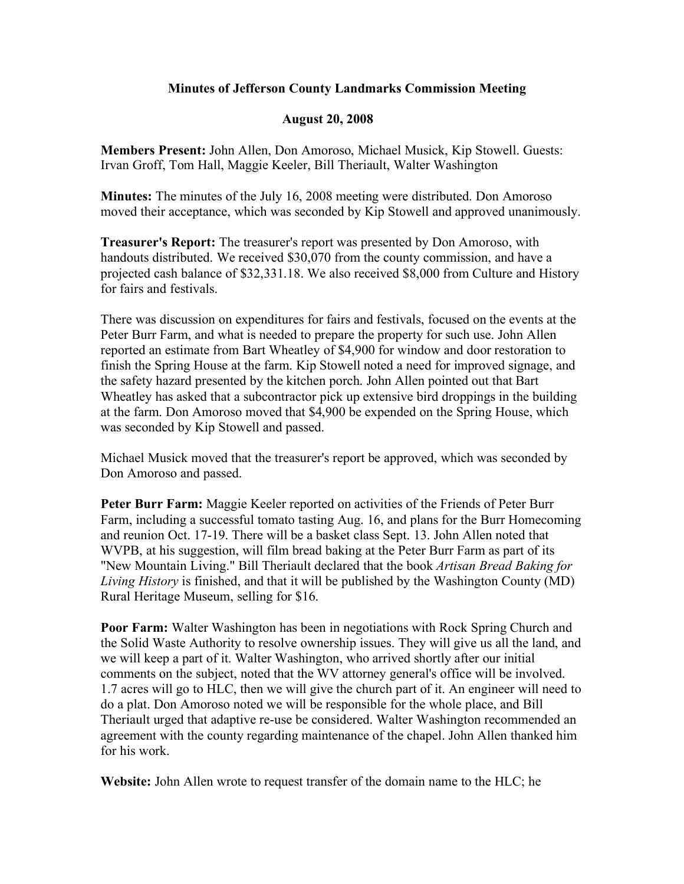# Minutes of Jefferson County Landmarks Commission Meeting

## August 20, 2008

**Members Present:** John Allen, Don Amoroso, Michael Musick, Kip Stowell. Guests: Irvan Groff, Tom Hall, Maggie Keeler, Bill Theriault, Walter Washington

**Minutes:** The minutes of the July 16, 2008 meeting were distributed. Don Amoroso moved their acceptance, which was seconded by Kip Stowell and approved unanimously.

**Treasurer's Report:** The treasurer's report was presented by Don Amoroso, with handouts distributed. We received $30,070 from the county commission, and have a projected cash balance of $32,331.18. We also received $8,000 from Culture and History for fairs and festivals.

There was discussion on expenditures for fairs and festivals, focused on the events at the Peter Burr Farm, and what is needed to prepare the property for such use. John Allen reported an estimate from Bart Wheatley of $4,900 for window and door restoration to finish the Spring House at the farm. Kip Stowell noted a need for improved signage, and the safety hazard presented by the kitchen porch. John Allen pointed out that Bart Wheatley has asked that a subcontractor pick up extensive bird droppings in the building at the farm. Don Amoroso moved that $4,900 be expended on the Spring House, which was seconded by Kip Stowell and passed.

Michael Musick moved that the treasurer's report be approved, which was seconded by Don Amoroso and passed.

**Peter Burr Farm:** Maggie Keeler reported on activities of the Friends of Peter Burr Farm, including a successful tomato tasting Aug. 16, and plans for the Burr Homecoming and reunion Oct. 17-19. There will be a basket class Sept. 13. John Allen noted that WVPB, at his suggestion, will film bread baking at the Peter Burr Farm as part of its "New Mountain Living." Bill Theriault declared that the book *Artisan Bread Baking for Living History* is finished, and that it will be published by the Washington County (MD) Rural Heritage Museum, selling for $16.

**Poor Farm:** Walter Washington has been in negotiations with Rock Spring Church and the Solid Waste Authority to resolve ownership issues. They will give us all the land, and we will keep a part of it. Walter Washington, who arrived shortly after our initial comments on the subject, noted that the WV attorney general's office will be involved. 1.7 acres will go to HLC, then we will give the church part of it. An engineer will need to do a plat. Don Amoroso noted we will be responsible for the whole place, and Bill Theriault urged that adaptive re-use be considered. Walter Washington recommended an agreement with the county regarding maintenance of the chapel. John Allen thanked him for his work.

**Website:** John Allen wrote to request transfer of the domain name to the HLC; he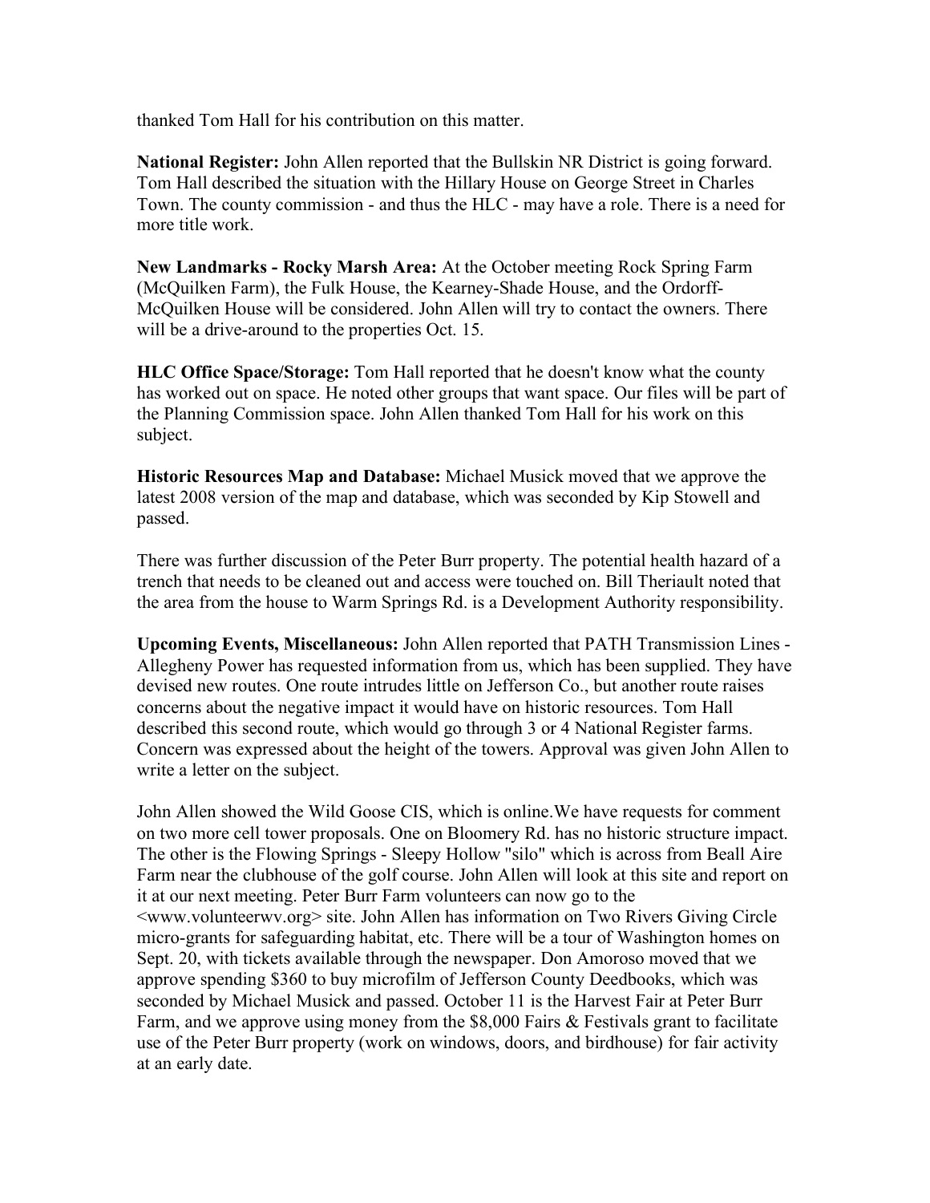thanked Tom Hall for his contribution on this matter.

**National Register:** John Allen reported that the Bullskin NR District is going forward. Tom Hall described the situation with the Hillary House on George Street in Charles Town. The county commission - and thus the HLC - may have a role. There is a need for more title work.

**New Landmarks - Rocky Marsh Area:** At the October meeting Rock Spring Farm (McQuilken Farm), the Fulk House, the Kearney-Shade House, and the Ordorff-McQuilken House will be considered. John Allen will try to contact the owners. There will be a drive-around to the properties Oct. 15.

**HLC Office Space/Storage:** Tom Hall reported that he doesn't know what the county has worked out on space. He noted other groups that want space. Our files will be part of the Planning Commission space. John Allen thanked Tom Hall for his work on this subject.

**Historic Resources Map and Database:** Michael Musick moved that we approve the latest 2008 version of the map and database, which was seconded by Kip Stowell and passed.

There was further discussion of the Peter Burr property. The potential health hazard of a trench that needs to be cleaned out and access were touched on. Bill Theriault noted that the area from the house to Warm Springs Rd. is a Development Authority responsibility.

**Upcoming Events, Miscellaneous:** John Allen reported that PATH Transmission Lines - Allegheny Power has requested information from us, which has been supplied. They have devised new routes. One route intrudes little on Jefferson Co., but another route raises concerns about the negative impact it would have on historic resources. Tom Hall described this second route, which would go through 3 or 4 National Register farms. Concern was expressed about the height of the towers. Approval was given John Allen to write a letter on the subject.

John Allen showed the Wild Goose CIS, which is online.We have requests for comment on two more cell tower proposals. One on Bloomery Rd. has no historic structure impact. The other is the Flowing Springs - Sleepy Hollow "silo" which is across from Beall Aire Farm near the clubhouse of the golf course. John Allen will look at this site and report on it at our next meeting. Peter Burr Farm volunteers can now go to the <www.volunteerwv.org> site. John Allen has information on Two Rivers Giving Circle micro-grants for safeguarding habitat, etc. There will be a tour of Washington homes on Sept. 20, with tickets available through the newspaper. Don Amoroso moved that we approve spending $360 to buy microfilm of Jefferson County Deedbooks, which was seconded by Michael Musick and passed. October 11 is the Harvest Fair at Peter Burr Farm, and we approve using money from the $8,000 Fairs & Festivals grant to facilitate use of the Peter Burr property (work on windows, doors, and birdhouse) for fair activity at an early date.